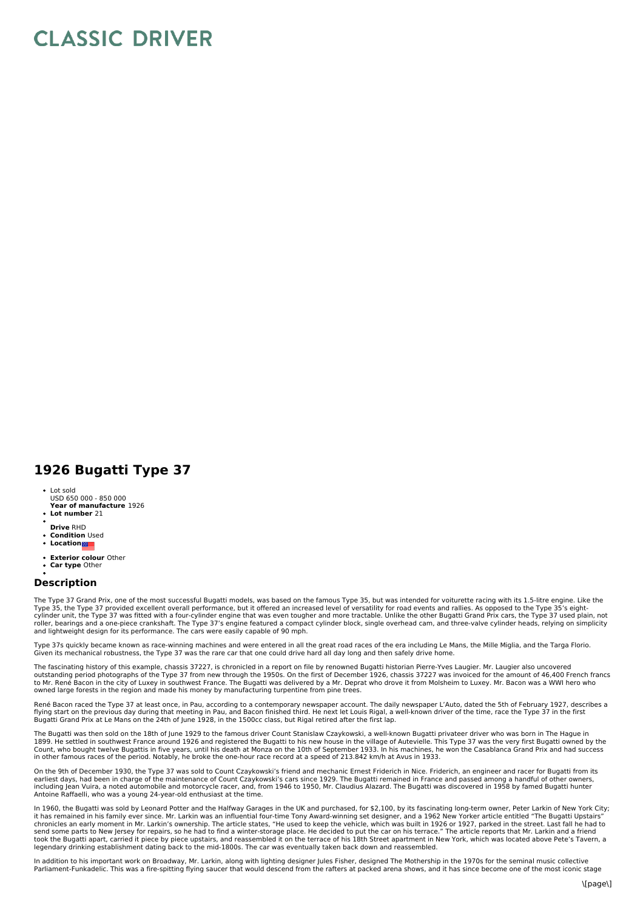# CLASSIC DRIVER

## 1926 Bugatti Type 37

- Lot sold
  USD 650 000 - 850 000
  **Year of manufacture** 1926
- **Lot number** 21
- 
  **Drive** RHD
- **Condition** Used
- **Location**
- **Exterior colour** Other
- **Car type** Other
- 

### Description

The Type 37 Grand Prix, one of the most successful Bugatti models, was based on the famous Type 35, but was intended for voiturette racing with its 1.5-litre engine. Like the Type 35, the Type 37 provided excellent overall performance, but it offered an increased level of versatility for road events and rallies. As opposed to the Type 35's eight-cylinder unit, the Type 37 was fitted with a four-cylinder engine that was even tougher and more tractable. Unlike the other Bugatti Grand Prix cars, the Type 37 used plain, not roller, bearings and a one-piece crankshaft. The Type 37's engine featured a compact cylinder block, single overhead cam, and three-valve cylinder heads, relying on simplicity and lightweight design for its performance. The cars were easily capable of 90 mph.

Type 37s quickly became known as race-winning machines and were entered in all the great road races of the era including Le Mans, the Mille Miglia, and the Targa Florio. Given its mechanical robustness, the Type 37 was the rare car that one could drive hard all day long and then safely drive home.

The fascinating history of this example, chassis 37227, is chronicled in a report on file by renowned Bugatti historian Pierre-Yves Laugier. Mr. Laugier also uncovered outstanding period photographs of the Type 37 from new through the 1950s. On the first of December 1926, chassis 37227 was invoiced for the amount of 46,400 French francs to Mr. René Bacon in the city of Luxey in southwest France. The Bugatti was delivered by a Mr. Deprat who drove it from Molsheim to Luxey. Mr. Bacon was a WWI hero who owned large forests in the region and made his money by manufacturing turpentine from pine trees.

René Bacon raced the Type 37 at least once, in Pau, according to a contemporary newspaper account. The daily newspaper L'Auto, dated the 5th of February 1927, describes a flying start on the previous day during that meeting in Pau, and Bacon finished third. He next let Louis Rigal, a well-known driver of the time, race the Type 37 in the first Bugatti Grand Prix at Le Mans on the 24th of June 1928, in the 1500cc class, but Rigal retired after the first lap.

The Bugatti was then sold on the 18th of June 1929 to the famous driver Count Stanislaw Czaykowski, a well-known Bugatti privateer driver who was born in The Hague in 1899. He settled in southwest France around 1926 and registered the Bugatti to his new house in the village of Autevielle. This Type 37 was the very first Bugatti owned by the Count, who bought twelve Bugattis in five years, until his death at Monza on the 10th of September 1933. In his machines, he won the Casablanca Grand Prix and had success in other famous races of the period. Notably, he broke the one-hour race record at a speed of 213.842 km/h at Avus in 1933.

On the 9th of December 1930, the Type 37 was sold to Count Czaykowski's friend and mechanic Ernest Friderich in Nice. Friderich, an engineer and racer for Bugatti from its earliest days, had been in charge of the maintenance of Count Czaykowski's cars since 1929. The Bugatti remained in France and passed among a handful of other owners, including Jean Vuira, a noted automobile and motorcycle racer, and, from 1946 to 1950, Mr. Claudius Alazard. The Bugatti was discovered in 1958 by famed Bugatti hunter Antoine Raffaelli, who was a young 24-year-old enthusiast at the time.

In 1960, the Bugatti was sold by Leonard Potter and the Halfway Garages in the UK and purchased, for $2,100, by its fascinating long-term owner, Peter Larkin of New York City; it has remained in his family ever since. Mr. Larkin was an influential four-time Tony Award-winning set designer, and a 1962 New Yorker article entitled "The Bugatti Upstairs" chronicles an early moment in Mr. Larkin's ownership. The article states, "He used to keep the vehicle, which was built in 1926 or 1927, parked in the street. Last fall he had to send some parts to New Jersey for repairs, so he had to find a winter-storage place. He decided to put the car on his terrace." The article reports that Mr. Larkin and a friend took the Bugatti apart, carried it piece by piece upstairs, and reassembled it on the terrace of his 18th Street apartment in New York, which was located above Pete's Tavern, a legendary drinking establishment dating back to the mid-1800s. The car was eventually taken back down and reassembled.

In addition to his important work on Broadway, Mr. Larkin, along with lighting designer Jules Fisher, designed The Mothership in the 1970s for the seminal music collective Parliament-Funkadelic. This was a fire-spitting flying saucer that would descend from the rafters at packed arena shows, and it has since become one of the most iconic stage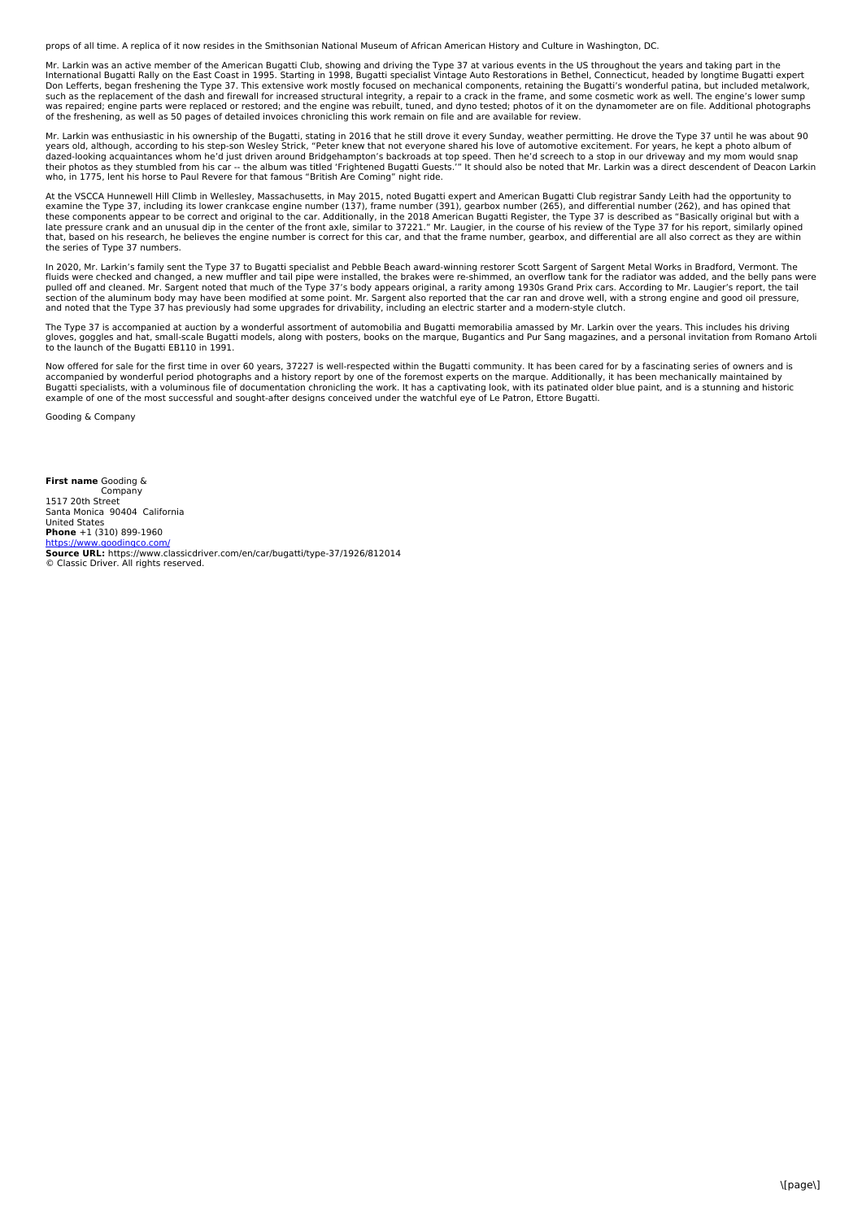props of all time. A replica of it now resides in the Smithsonian National Museum of African American History and Culture in Washington, DC.

Mr. Larkin was an active member of the American Bugatti Club, showing and driving the Type 37 at various events in the US throughout the years and taking part in the International Bugatti Rally on the East Coast in 1995. Starting in 1998, Bugatti specialist Vintage Auto Restorations in Bethel, Connecticut, headed by longtime Bugatti expert Don Lefferts, began freshening the Type 37. This extensive work mostly focused on mechanical components, retaining the Bugatti's wonderful patina, but included metalwork, such as the replacement of the dash and firewall for increased structural integrity, a repair to a crack in the frame, and some cosmetic work as well. The engine's lower sump was repaired; engine parts were replaced or restored; and the engine was rebuilt, tuned, and dyno tested; photos of it on the dynamometer are on file. Additional photographs of the freshening, as well as 50 pages of detailed invoices chronicling this work remain on file and are available for review.

Mr. Larkin was enthusiastic in his ownership of the Bugatti, stating in 2016 that he still drove it every Sunday, weather permitting. He drove the Type 37 until he was about 90 years old, although, according to his step-son Wesley Strick, "Peter knew that not everyone shared his love of automotive excitement. For years, he kept a photo album of dazed-looking acquaintances whom he'd just driven around Bridgehampton's backroads at top speed. Then he'd screech to a stop in our driveway and my mom would snap their photos as they stumbled from his car -- the album was titled 'Frightened Bugatti Guests.'" It should also be noted that Mr. Larkin was a direct descendent of Deacon Larkin who, in 1775, lent his horse to Paul Revere for that famous "British Are Coming" night ride.

At the VSCCA Hunnewell Hill Climb in Wellesley, Massachusetts, in May 2015, noted Bugatti expert and American Bugatti Club registrar Sandy Leith had the opportunity to examine the Type 37, including its lower crankcase engine number (137), frame number (391), gearbox number (265), and differential number (262), and has opined that these components appear to be correct and original to the car. Additionally, in the 2018 American Bugatti Register, the Type 37 is described as "Basically original but with a late pressure crank and an unusual dip in the center of the front axle, similar to 37221." Mr. Laugier, in the course of his review of the Type 37 for his report, similarly opined that, based on his research, he believes the engine number is correct for this car, and that the frame number, gearbox, and differential are all also correct as they are within the series of Type 37 numbers.

In 2020, Mr. Larkin's family sent the Type 37 to Bugatti specialist and Pebble Beach award-winning restorer Scott Sargent of Sargent Metal Works in Bradford, Vermont. The fluids were checked and changed, a new muffler and tail pipe were installed, the brakes were re-shimmed, an overflow tank for the radiator was added, and the belly pans were pulled off and cleaned. Mr. Sargent noted that much of the Type 37's body appears original, a rarity among 1930s Grand Prix cars. According to Mr. Laugier's report, the tail section of the aluminum body may have been modified at some point. Mr. Sargent also reported that the car ran and drove well, with a strong engine and good oil pressure, and noted that the Type 37 has previously had some upgrades for drivability, including an electric starter and a modern-style clutch.

The Type 37 is accompanied at auction by a wonderful assortment of automobilia and Bugatti memorabilia amassed by Mr. Larkin over the years. This includes his driving gloves, goggles and hat, small-scale Bugatti models, along with posters, books on the marque, Bugantics and Pur Sang magazines, and a personal invitation from Romano Artoli to the launch of the Bugatti EB110 in 1991.

Now offered for sale for the first time in over 60 years, 37227 is well-respected within the Bugatti community. It has been cared for by a fascinating series of owners and is accompanied by wonderful period photographs and a history report by one of the foremost experts on the marque. Additionally, it has been mechanically maintained by Bugatti specialists, with a voluminous file of documentation chronicling the work. It has a captivating look, with its patinated older blue paint, and is a stunning and historic example of one of the most successful and sought-after designs conceived under the watchful eye of Le Patron, Ettore Bugatti.

Gooding & Company

**First name** Gooding & Company
1517 20th Street
Santa Monica 90404 California
United States
**Phone** +1 (310) 899-1960
https://www.goodingco.com/
**Source URL:** https://www.classicdriver.com/en/car/bugatti/type-37/1926/812014
© Classic Driver. All rights reserved.